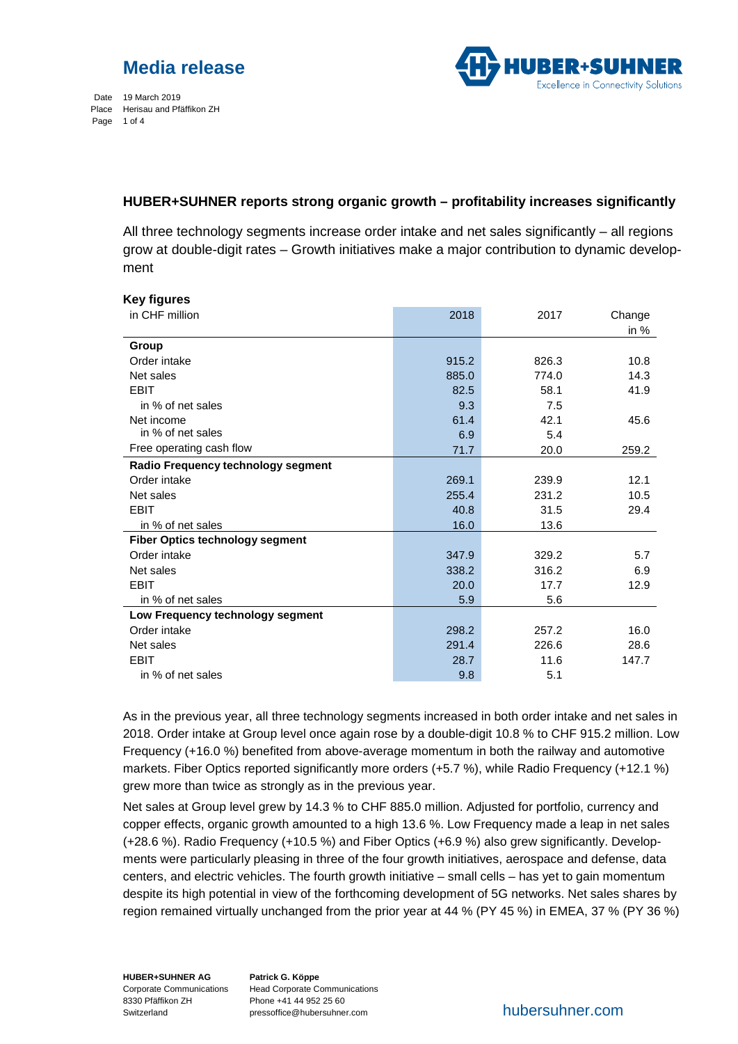# Media release

Date 19 March 2019
Place Herisau and Pfäffikon ZH

## HUBER+SUHNER reports strong organic growth – profitability increases significantly

All three technology segments increase order intake and net sales significantly – all regions grow at double-digit rates – Growth initiatives make a major contribution to dynamic development

**Key figures**

| in CHF million | 2018 | 2017 | Change in % |
|---|---|---|---|
| **Group** | | | |
| Order intake | 915.2 | 826.3 | 10.8 |
| Net sales | 885.0 | 774.0 | 14.3 |
| EBIT | 82.5 | 58.1 | 41.9 |
| in % of net sales | 9.3 | 7.5 | |
| Net income | 61.4 | 42.1 | 45.6 |
| in % of net sales | 6.9 | 5.4 | |
| Free operating cash flow | 71.7 | 20.0 | 259.2 |
| **Radio Frequency technology segment** | | | |
| Order intake | 269.1 | 239.9 | 12.1 |
| Net sales | 255.4 | 231.2 | 10.5 |
| EBIT | 40.8 | 31.5 | 29.4 |
| in % of net sales | 16.0 | 13.6 | |
| **Fiber Optics technology segment** | | | |
| Order intake | 347.9 | 329.2 | 5.7 |
| Net sales | 338.2 | 316.2 | 6.9 |
| EBIT | 20.0 | 17.7 | 12.9 |
| in % of net sales | 5.9 | 5.6 | |
| **Low Frequency technology segment** | | | |
| Order intake | 298.2 | 257.2 | 16.0 |
| Net sales | 291.4 | 226.6 | 28.6 |
| EBIT | 28.7 | 11.6 | 147.7 |
| in % of net sales | 9.8 | 5.1 | |

As in the previous year, all three technology segments increased in both order intake and net sales in 2018. Order intake at Group level once again rose by a double-digit 10.8 % to CHF 915.2 million. Low Frequency (+16.0 %) benefited from above-average momentum in both the railway and automotive markets. Fiber Optics reported significantly more orders (+5.7 %), while Radio Frequency (+12.1 %) grew more than twice as strongly as in the previous year.

Net sales at Group level grew by 14.3 % to CHF 885.0 million. Adjusted for portfolio, currency and copper effects, organic growth amounted to a high 13.6 %. Low Frequency made a leap in net sales (+28.6 %). Radio Frequency (+10.5 %) and Fiber Optics (+6.9 %) also grew significantly. Developments were particularly pleasing in three of the four growth initiatives, aerospace and defense, data centers, and electric vehicles. The fourth growth initiative – small cells – has yet to gain momentum despite its high potential in view of the forthcoming development of 5G networks. Net sales shares by region remained virtually unchanged from the prior year at 44 % (PY 45 %) in EMEA, 37 % (PY 36 %)

**HUBER+SUHNER AG**
Corporate Communications
8330 Pfäffikon ZH
Switzerland

**Patrick G. Köppe**
Head Corporate Communications
Phone +41 44 952 25 60
pressoffice@hubersuhner.com

hubersuhner.com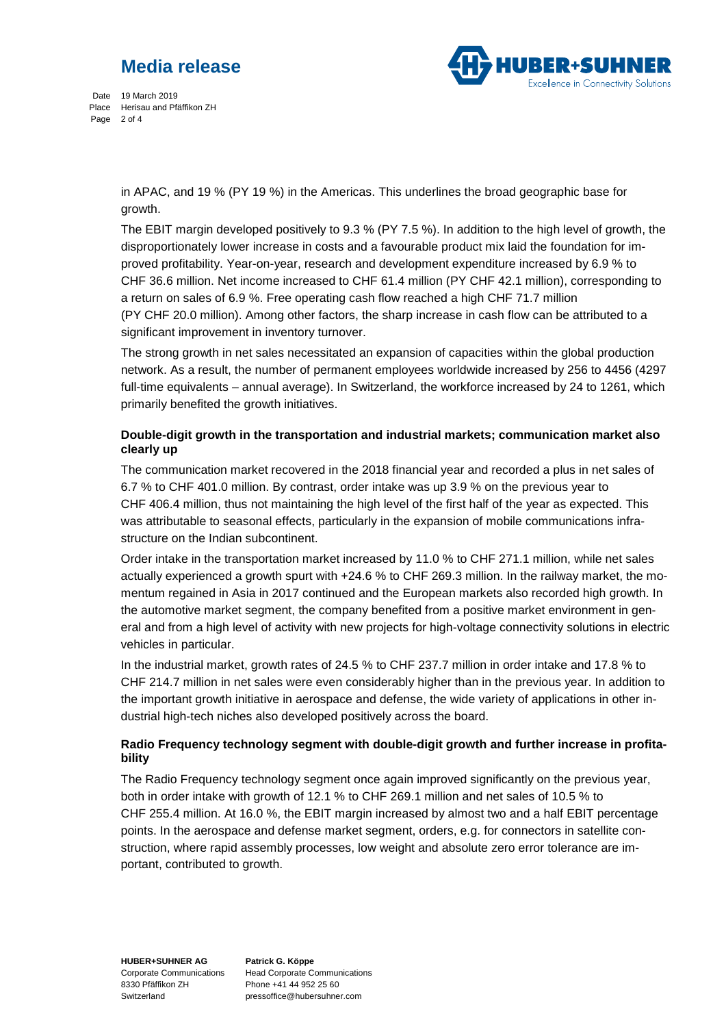in APAC, and 19 % (PY 19 %) in the Americas. This underlines the broad geographic base for growth.

The EBIT margin developed positively to 9.3 % (PY 7.5 %). In addition to the high level of growth, the disproportionately lower increase in costs and a favourable product mix laid the foundation for improved profitability. Year-on-year, research and development expenditure increased by 6.9 % to CHF 36.6 million. Net income increased to CHF 61.4 million (PY CHF 42.1 million), corresponding to a return on sales of 6.9 %. Free operating cash flow reached a high CHF 71.7 million (PY CHF 20.0 million). Among other factors, the sharp increase in cash flow can be attributed to a significant improvement in inventory turnover.

The strong growth in net sales necessitated an expansion of capacities within the global production network. As a result, the number of permanent employees worldwide increased by 256 to 4456 (4297 full-time equivalents – annual average). In Switzerland, the workforce increased by 24 to 1261, which primarily benefited the growth initiatives.

### Double-digit growth in the transportation and industrial markets; communication market also clearly up

The communication market recovered in the 2018 financial year and recorded a plus in net sales of 6.7 % to CHF 401.0 million. By contrast, order intake was up 3.9 % on the previous year to CHF 406.4 million, thus not maintaining the high level of the first half of the year as expected. This was attributable to seasonal effects, particularly in the expansion of mobile communications infrastructure on the Indian subcontinent.

Order intake in the transportation market increased by 11.0 % to CHF 271.1 million, while net sales actually experienced a growth spurt with +24.6 % to CHF 269.3 million. In the railway market, the momentum regained in Asia in 2017 continued and the European markets also recorded high growth. In the automotive market segment, the company benefited from a positive market environment in general and from a high level of activity with new projects for high-voltage connectivity solutions in electric vehicles in particular.

In the industrial market, growth rates of 24.5 % to CHF 237.7 million in order intake and 17.8 % to CHF 214.7 million in net sales were even considerably higher than in the previous year. In addition to the important growth initiative in aerospace and defense, the wide variety of applications in other industrial high-tech niches also developed positively across the board.

### Radio Frequency technology segment with double-digit growth and further increase in profitability

The Radio Frequency technology segment once again improved significantly on the previous year, both in order intake with growth of 12.1 % to CHF 269.1 million and net sales of 10.5 % to CHF 255.4 million. At 16.0 %, the EBIT margin increased by almost two and a half EBIT percentage points. In the aerospace and defense market segment, orders, e.g. for connectors in satellite construction, where rapid assembly processes, low weight and absolute zero error tolerance are important, contributed to growth.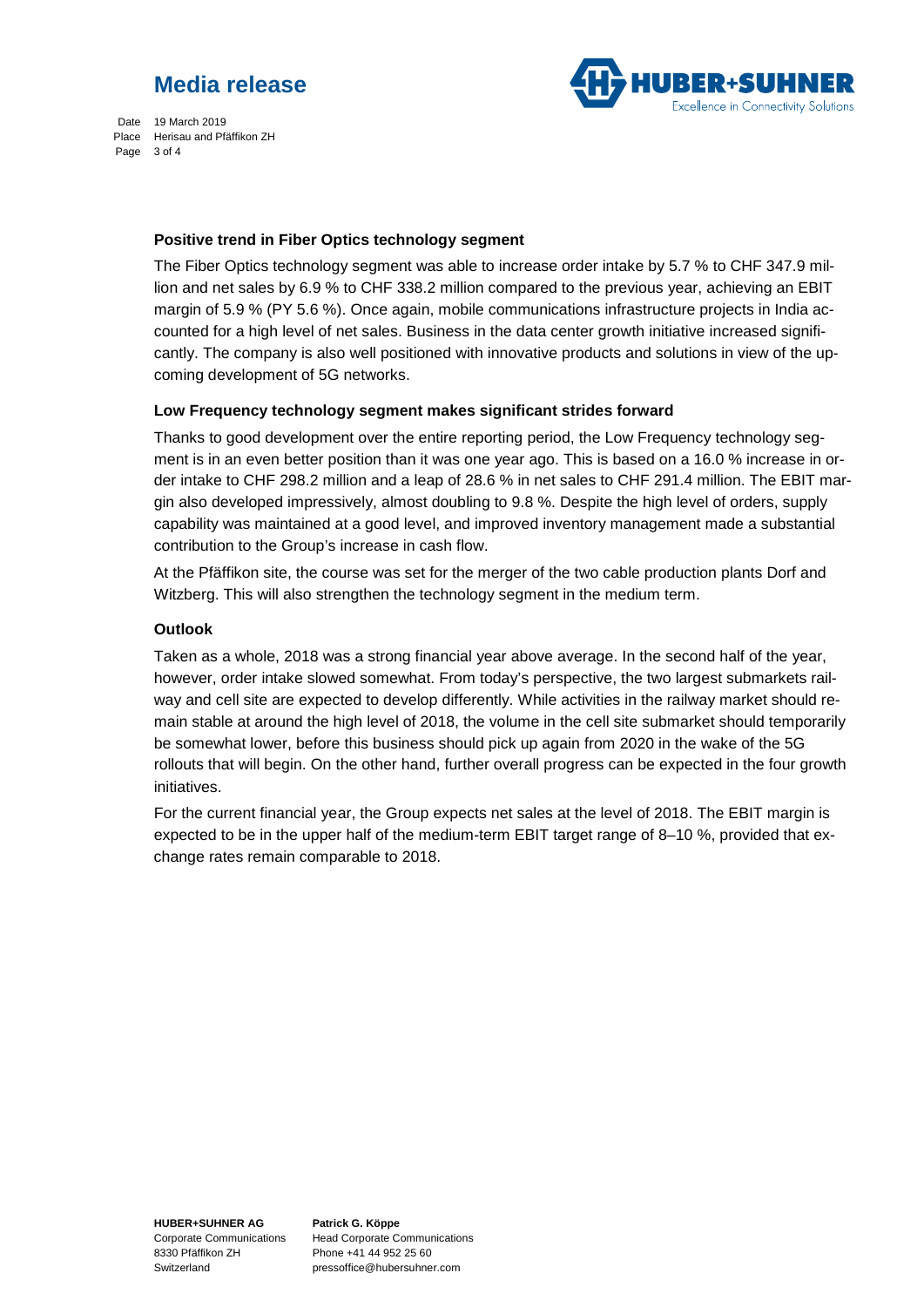**Positive trend in Fiber Optics technology segment**

The Fiber Optics technology segment was able to increase order intake by 5.7 % to CHF 347.9 million and net sales by 6.9 % to CHF 338.2 million compared to the previous year, achieving an EBIT margin of 5.9 % (PY 5.6 %). Once again, mobile communications infrastructure projects in India accounted for a high level of net sales. Business in the data center growth initiative increased significantly. The company is also well positioned with innovative products and solutions in view of the upcoming development of 5G networks.

**Low Frequency technology segment makes significant strides forward**

Thanks to good development over the entire reporting period, the Low Frequency technology segment is in an even better position than it was one year ago. This is based on a 16.0 % increase in order intake to CHF 298.2 million and a leap of 28.6 % in net sales to CHF 291.4 million. The EBIT margin also developed impressively, almost doubling to 9.8 %. Despite the high level of orders, supply capability was maintained at a good level, and improved inventory management made a substantial contribution to the Group's increase in cash flow.

At the Pfäffikon site, the course was set for the merger of the two cable production plants Dorf and Witzberg. This will also strengthen the technology segment in the medium term.

**Outlook**

Taken as a whole, 2018 was a strong financial year above average. In the second half of the year, however, order intake slowed somewhat. From today's perspective, the two largest submarkets railway and cell site are expected to develop differently. While activities in the railway market should remain stable at around the high level of 2018, the volume in the cell site submarket should temporarily be somewhat lower, before this business should pick up again from 2020 in the wake of the 5G rollouts that will begin. On the other hand, further overall progress can be expected in the four growth initiatives.

For the current financial year, the Group expects net sales at the level of 2018. The EBIT margin is expected to be in the upper half of the medium-term EBIT target range of 8–10 %, provided that exchange rates remain comparable to 2018.

**HUBER+SUHNER AG**
Corporate Communications
8330 Pfäffikon ZH
Switzerland

**Patrick G. Köppe**
Head Corporate Communications
Phone +41 44 952 25 60
pressoffice@hubersuhner.com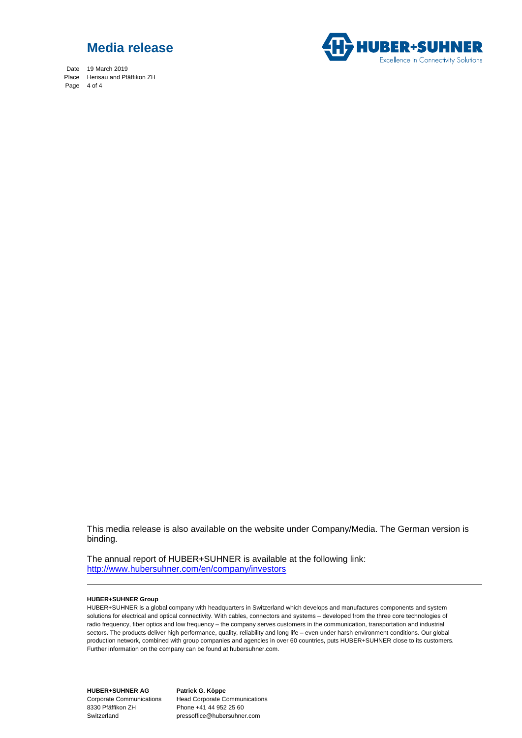This media release is also available on the website under Company/Media. The German version is binding.

The annual report of HUBER+SUHNER is available at the following link:
http://www.hubersuhner.com/en/company/investors

---

**HUBER+SUHNER Group**

HUBER+SUHNER is a global company with headquarters in Switzerland which develops and manufactures components and system solutions for electrical and optical connectivity. With cables, connectors and systems – developed from the three core technologies of radio frequency, fiber optics and low frequency – the company serves customers in the communication, transportation and industrial sectors. The products deliver high performance, quality, reliability and long life – even under harsh environment conditions. Our global production network, combined with group companies and agencies in over 60 countries, puts HUBER+SUHNER close to its customers. Further information on the company can be found at hubersuhner.com.

**HUBER+SUHNER AG**
Corporate Communications
8330 Pfäffikon ZH
Switzerland

**Patrick G. Köppe**
Head Corporate Communications
Phone +41 44 952 25 60
pressoffice@hubersuhner.com